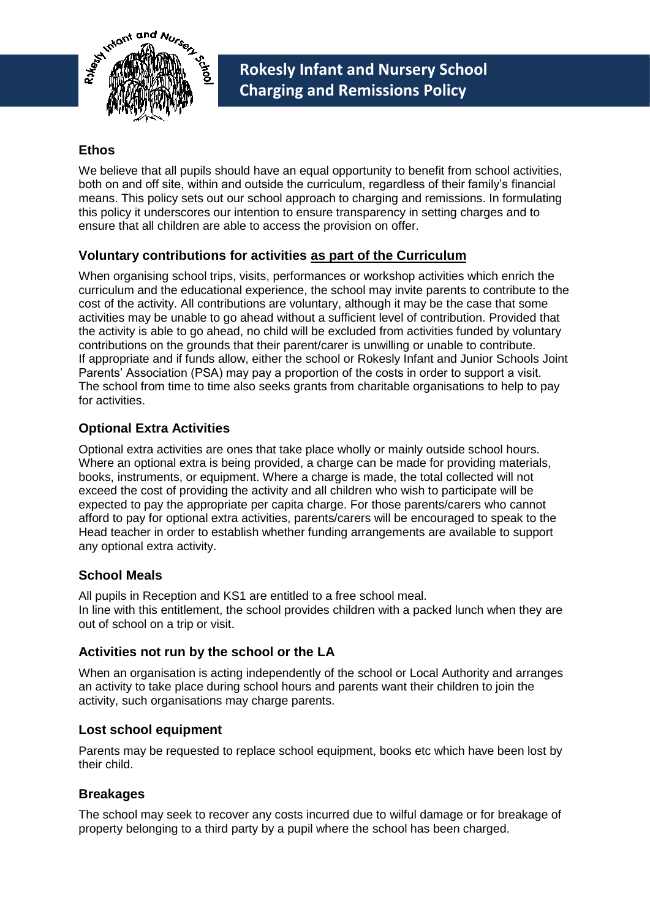# Rokesly Infant and Nursery School Charging and Remissions Policy

## Ethos

We believe that all pupils should have an equal opportunity to benefit from school activities, both on and off site, within and outside the curriculum, regardless of their family's financial means. This policy sets out our school approach to charging and remissions. In formulating this policy it underscores our intention to ensure transparency in setting charges and to ensure that all children are able to access the provision on offer.

## Voluntary contributions for activities as part of the Curriculum

When organising school trips, visits, performances or workshop activities which enrich the curriculum and the educational experience, the school may invite parents to contribute to the cost of the activity. All contributions are voluntary, although it may be the case that some activities may be unable to go ahead without a sufficient level of contribution. Provided that the activity is able to go ahead, no child will be excluded from activities funded by voluntary contributions on the grounds that their parent/carer is unwilling or unable to contribute.
If appropriate and if funds allow, either the school or Rokesly Infant and Junior Schools Joint Parents' Association (PSA) may pay a proportion of the costs in order to support a visit. The school from time to time also seeks grants from charitable organisations to help to pay for activities.

## Optional Extra Activities

Optional extra activities are ones that take place wholly or mainly outside school hours. Where an optional extra is being provided, a charge can be made for providing materials, books, instruments, or equipment. Where a charge is made, the total collected will not exceed the cost of providing the activity and all children who wish to participate will be expected to pay the appropriate per capita charge. For those parents/carers who cannot afford to pay for optional extra activities, parents/carers will be encouraged to speak to the Head teacher in order to establish whether funding arrangements are available to support any optional extra activity.

## School Meals

All pupils in Reception and KS1 are entitled to a free school meal.
In line with this entitlement, the school provides children with a packed lunch when they are out of school on a trip or visit.

## Activities not run by the school or the LA

When an organisation is acting independently of the school or Local Authority and arranges an activity to take place during school hours and parents want their children to join the activity, such organisations may charge parents.

## Lost school equipment

Parents may be requested to replace school equipment, books etc which have been lost by their child.

## Breakages

The school may seek to recover any costs incurred due to wilful damage or for breakage of property belonging to a third party by a pupil where the school has been charged.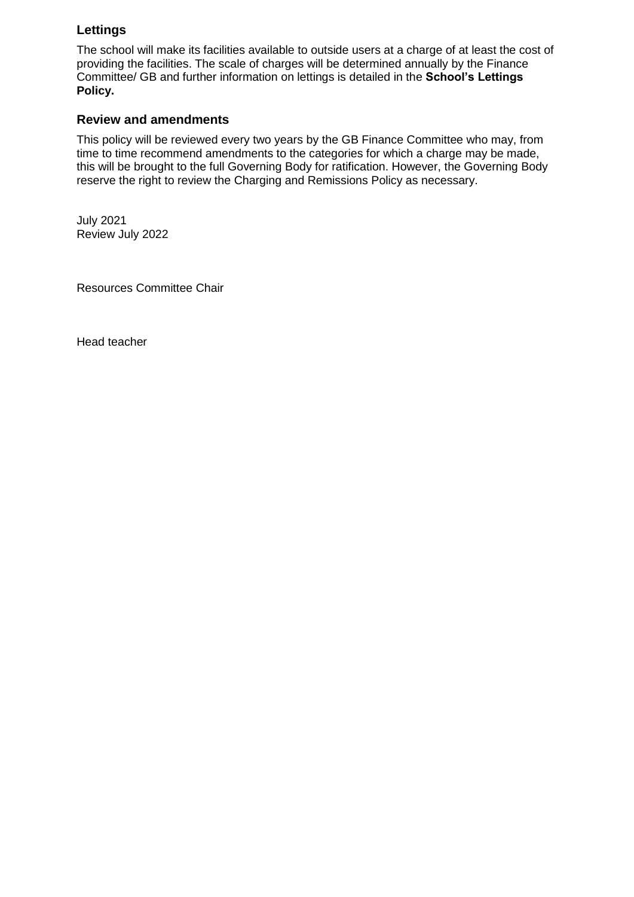## Lettings

The school will make its facilities available to outside users at a charge of at least the cost of providing the facilities. The scale of charges will be determined annually by the Finance Committee/ GB and further information on lettings is detailed in the **School's Lettings Policy.**

## Review and amendments

This policy will be reviewed every two years by the GB Finance Committee who may, from time to time recommend amendments to the categories for which a charge may be made, this will be brought to the full Governing Body for ratification. However, the Governing Body reserve the right to review the Charging and Remissions Policy as necessary.

July 2021
Review July 2022

Resources Committee Chair

Head teacher